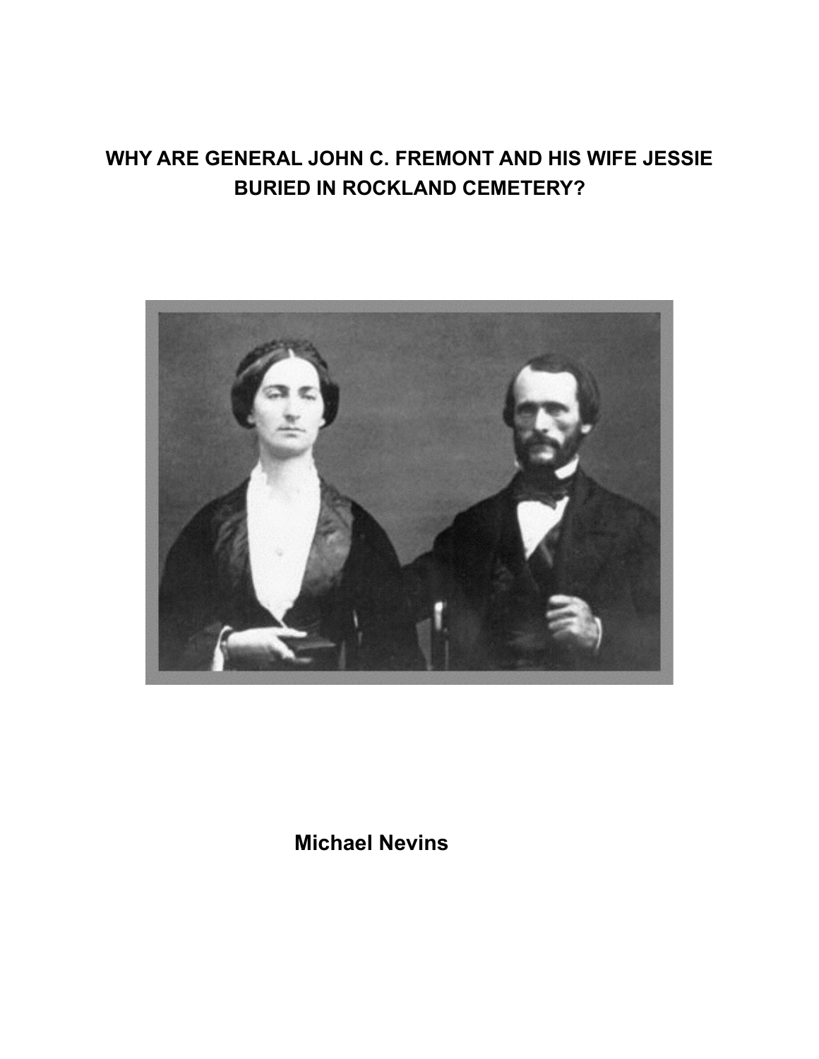# WHY ARE GENERAL JOHN C. FREMONT AND HIS WIFE JESSIE BURIED IN ROCKLAND CEMETERY?

**Michael Nevins**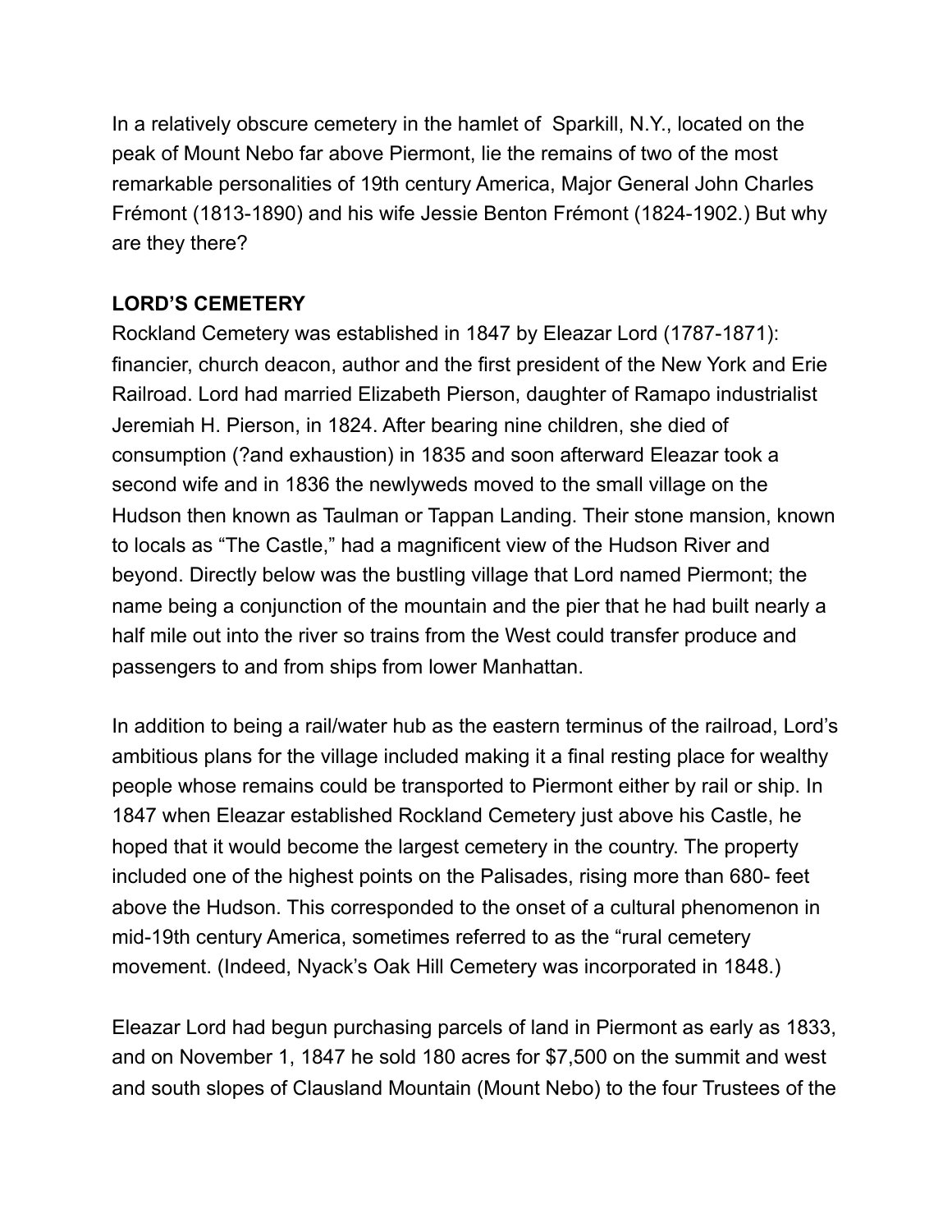In a relatively obscure cemetery in the hamlet of Sparkill, N.Y., located on the peak of Mount Nebo far above Piermont, lie the remains of two of the most remarkable personalities of 19th century America, Major General John Charles Frémont (1813-1890) and his wife Jessie Benton Frémont (1824-1902.) But why are they there?

**LORD'S CEMETERY**

Rockland Cemetery was established in 1847 by Eleazar Lord (1787-1871): financier, church deacon, author and the first president of the New York and Erie Railroad. Lord had married Elizabeth Pierson, daughter of Ramapo industrialist Jeremiah H. Pierson, in 1824. After bearing nine children, she died of consumption (?and exhaustion) in 1835 and soon afterward Eleazar took a second wife and in 1836 the newlyweds moved to the small village on the Hudson then known as Taulman or Tappan Landing. Their stone mansion, known to locals as "The Castle," had a magnificent view of the Hudson River and beyond. Directly below was the bustling village that Lord named Piermont; the name being a conjunction of the mountain and the pier that he had built nearly a half mile out into the river so trains from the West could transfer produce and passengers to and from ships from lower Manhattan.

In addition to being a rail/water hub as the eastern terminus of the railroad, Lord's ambitious plans for the village included making it a final resting place for wealthy people whose remains could be transported to Piermont either by rail or ship. In 1847 when Eleazar established Rockland Cemetery just above his Castle, he hoped that it would become the largest cemetery in the country. The property included one of the highest points on the Palisades, rising more than 680- feet above the Hudson. This corresponded to the onset of a cultural phenomenon in mid-19th century America, sometimes referred to as the "rural cemetery movement. (Indeed, Nyack's Oak Hill Cemetery was incorporated in 1848.)

Eleazar Lord had begun purchasing parcels of land in Piermont as early as 1833, and on November 1, 1847 he sold 180 acres for $7,500 on the summit and west and south slopes of Clausland Mountain (Mount Nebo) to the four Trustees of the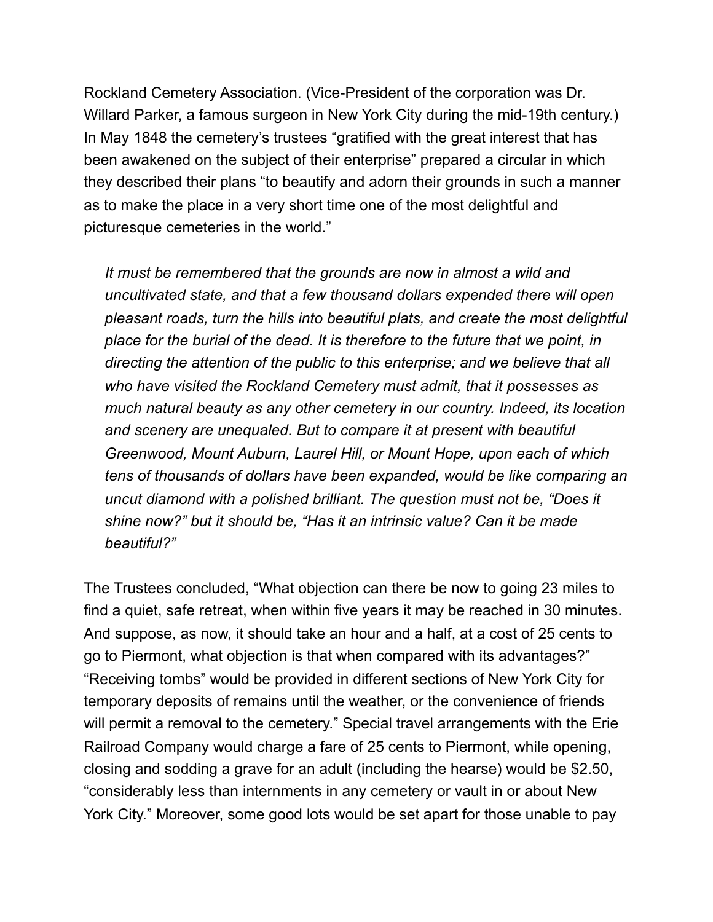Rockland Cemetery Association. (Vice-President of the corporation was Dr. Willard Parker, a famous surgeon in New York City during the mid-19th century.) In May 1848 the cemetery's trustees "gratified with the great interest that has been awakened on the subject of their enterprise" prepared a circular in which they described their plans "to beautify and adorn their grounds in such a manner as to make the place in a very short time one of the most delightful and picturesque cemeteries in the world."

> *It must be remembered that the grounds are now in almost a wild and uncultivated state, and that a few thousand dollars expended there will open pleasant roads, turn the hills into beautiful plats, and create the most delightful place for the burial of the dead. It is therefore to the future that we point, in directing the attention of the public to this enterprise; and we believe that all who have visited the Rockland Cemetery must admit, that it possesses as much natural beauty as any other cemetery in our country. Indeed, its location and scenery are unequaled. But to compare it at present with beautiful Greenwood, Mount Auburn, Laurel Hill, or Mount Hope, upon each of which tens of thousands of dollars have been expanded, would be like comparing an uncut diamond with a polished brilliant. The question must not be, "Does it shine now?" but it should be, "Has it an intrinsic value? Can it be made beautiful?"*

The Trustees concluded, "What objection can there be now to going 23 miles to find a quiet, safe retreat, when within five years it may be reached in 30 minutes. And suppose, as now, it should take an hour and a half, at a cost of 25 cents to go to Piermont, what objection is that when compared with its advantages?" "Receiving tombs" would be provided in different sections of New York City for temporary deposits of remains until the weather, or the convenience of friends will permit a removal to the cemetery." Special travel arrangements with the Erie Railroad Company would charge a fare of 25 cents to Piermont, while opening, closing and sodding a grave for an adult (including the hearse) would be $2.50, "considerably less than internments in any cemetery or vault in or about New York City." Moreover, some good lots would be set apart for those unable to pay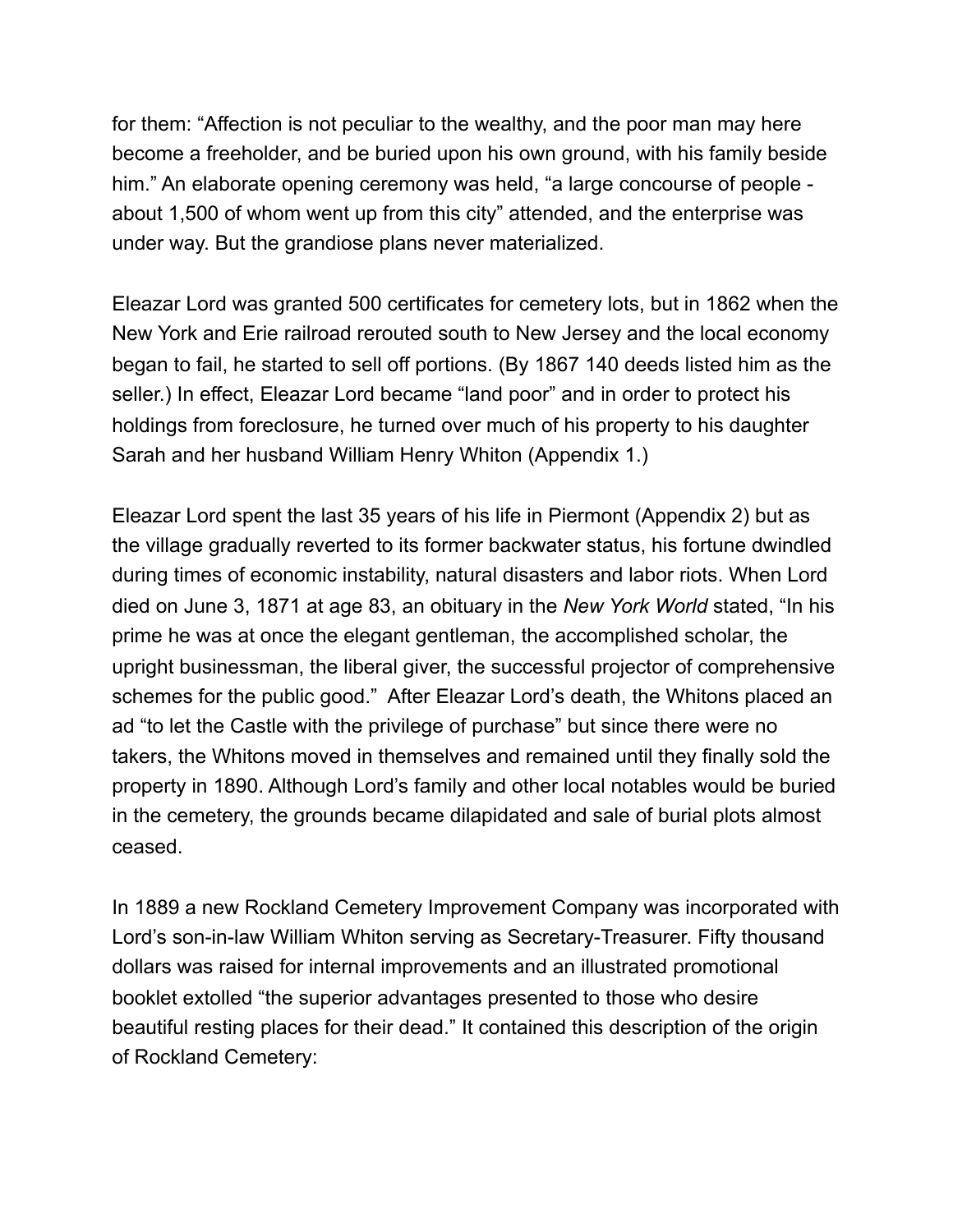for them: "Affection is not peculiar to the wealthy, and the poor man may here become a freeholder, and be buried upon his own ground, with his family beside him." An elaborate opening ceremony was held, "a large concourse of people - about 1,500 of whom went up from this city" attended, and the enterprise was under way. But the grandiose plans never materialized.

Eleazar Lord was granted 500 certificates for cemetery lots, but in 1862 when the New York and Erie railroad rerouted south to New Jersey and the local economy began to fail, he started to sell off portions. (By 1867 140 deeds listed him as the seller.) In effect, Eleazar Lord became "land poor" and in order to protect his holdings from foreclosure, he turned over much of his property to his daughter Sarah and her husband William Henry Whiton (Appendix 1.)

Eleazar Lord spent the last 35 years of his life in Piermont (Appendix 2) but as the village gradually reverted to its former backwater status, his fortune dwindled during times of economic instability, natural disasters and labor riots. When Lord died on June 3, 1871 at age 83, an obituary in the *New York World* stated, "In his prime he was at once the elegant gentleman, the accomplished scholar, the upright businessman, the liberal giver, the successful projector of comprehensive schemes for the public good." After Eleazar Lord's death, the Whitons placed an ad "to let the Castle with the privilege of purchase" but since there were no takers, the Whitons moved in themselves and remained until they finally sold the property in 1890. Although Lord's family and other local notables would be buried in the cemetery, the grounds became dilapidated and sale of burial plots almost ceased.

In 1889 a new Rockland Cemetery Improvement Company was incorporated with Lord's son-in-law William Whiton serving as Secretary-Treasurer. Fifty thousand dollars was raised for internal improvements and an illustrated promotional booklet extolled "the superior advantages presented to those who desire beautiful resting places for their dead." It contained this description of the origin of Rockland Cemetery: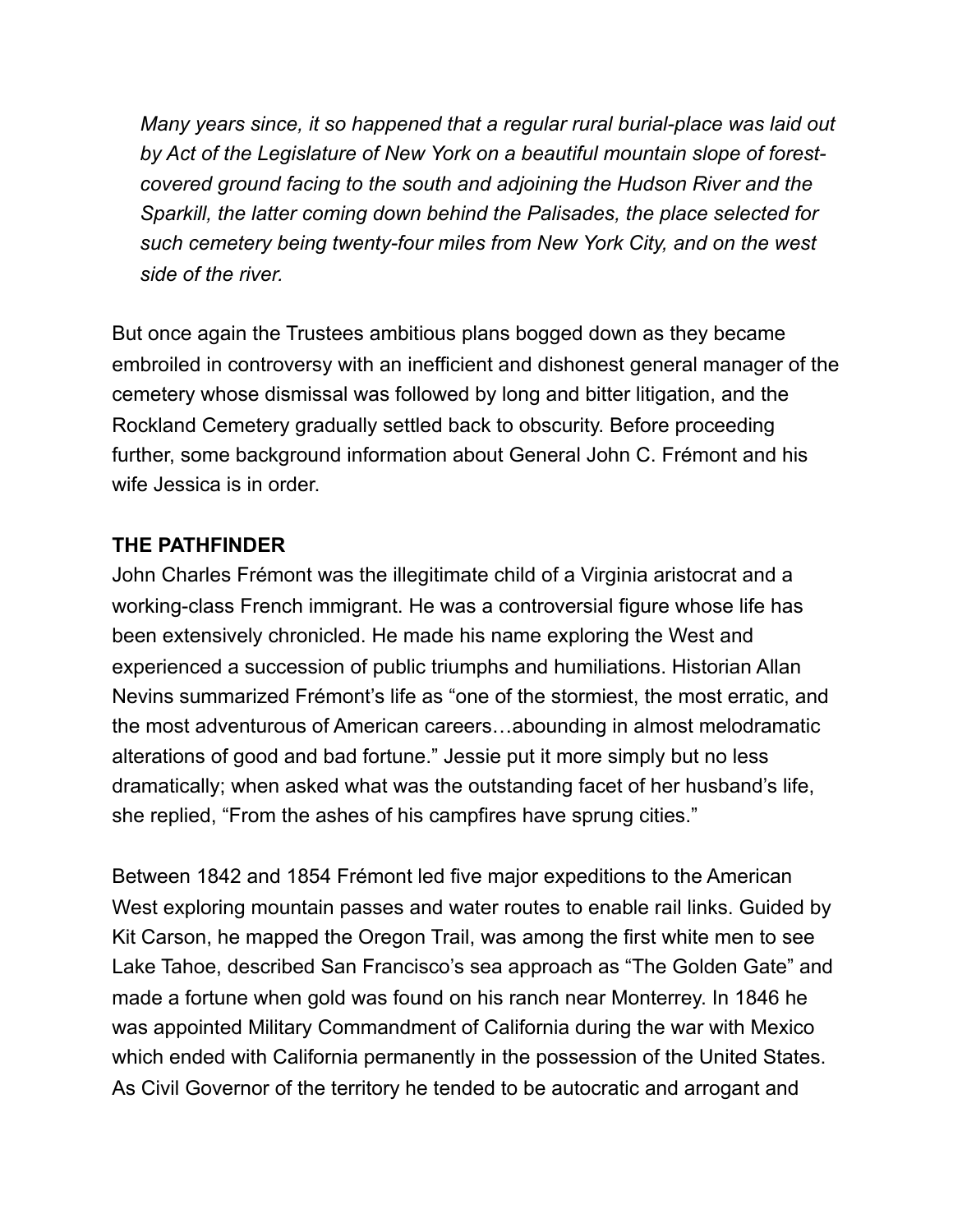*Many years since, it so happened that a regular rural burial-place was laid out by Act of the Legislature of New York on a beautiful mountain slope of forest-covered ground facing to the south and adjoining the Hudson River and the Sparkill, the latter coming down behind the Palisades, the place selected for such cemetery being twenty-four miles from New York City, and on the west side of the river.*

But once again the Trustees ambitious plans bogged down as they became embroiled in controversy with an inefficient and dishonest general manager of the cemetery whose dismissal was followed by long and bitter litigation, and the Rockland Cemetery gradually settled back to obscurity. Before proceeding further, some background information about General John C. Frémont and his wife Jessica is in order.

**THE PATHFINDER**

John Charles Frémont was the illegitimate child of a Virginia aristocrat and a working-class French immigrant. He was a controversial figure whose life has been extensively chronicled. He made his name exploring the West and experienced a succession of public triumphs and humiliations. Historian Allan Nevins summarized Frémont's life as "one of the stormiest, the most erratic, and the most adventurous of American careers…abounding in almost melodramatic alterations of good and bad fortune." Jessie put it more simply but no less dramatically; when asked what was the outstanding facet of her husband's life, she replied, "From the ashes of his campfires have sprung cities."

Between 1842 and 1854 Frémont led five major expeditions to the American West exploring mountain passes and water routes to enable rail links. Guided by Kit Carson, he mapped the Oregon Trail, was among the first white men to see Lake Tahoe, described San Francisco's sea approach as "The Golden Gate" and made a fortune when gold was found on his ranch near Monterrey. In 1846 he was appointed Military Commandment of California during the war with Mexico which ended with California permanently in the possession of the United States. As Civil Governor of the territory he tended to be autocratic and arrogant and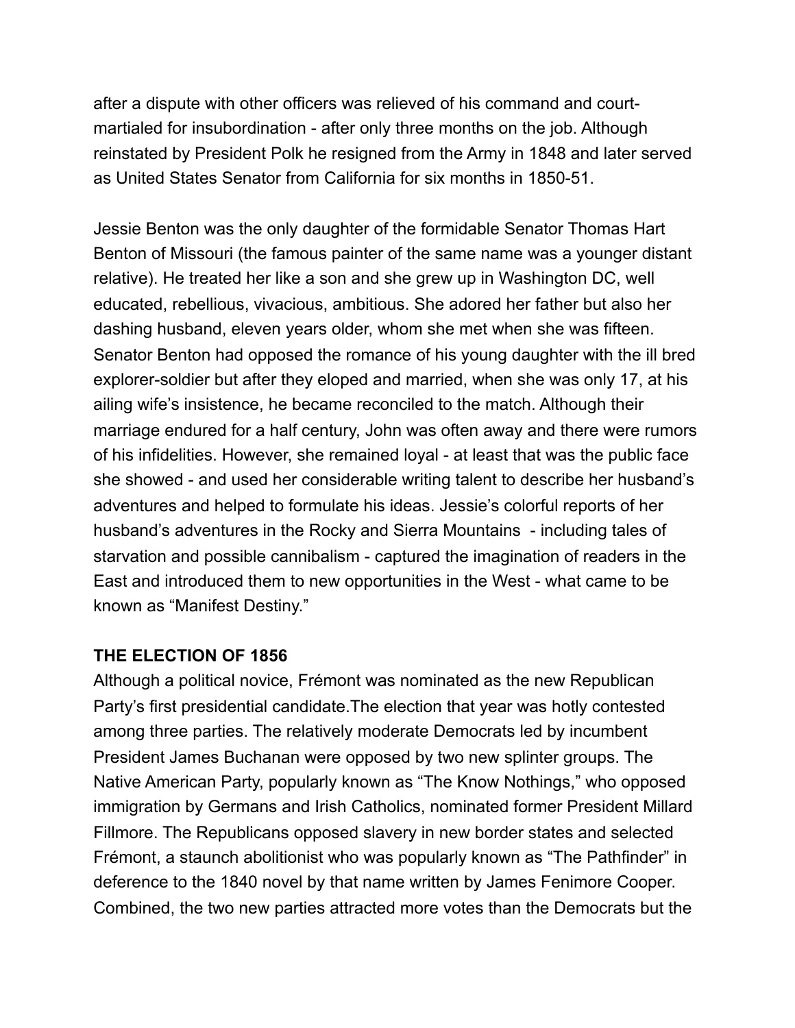after a dispute with other officers was relieved of his command and court-martialed for insubordination - after only three months on the job. Although reinstated by President Polk he resigned from the Army in 1848 and later served as United States Senator from California for six months in 1850-51.

Jessie Benton was the only daughter of the formidable Senator Thomas Hart Benton of Missouri (the famous painter of the same name was a younger distant relative). He treated her like a son and she grew up in Washington DC, well educated, rebellious, vivacious, ambitious. She adored her father but also her dashing husband, eleven years older, whom she met when she was fifteen. Senator Benton had opposed the romance of his young daughter with the ill bred explorer-soldier but after they eloped and married, when she was only 17, at his ailing wife's insistence, he became reconciled to the match. Although their marriage endured for a half century, John was often away and there were rumors of his infidelities. However, she remained loyal - at least that was the public face she showed - and used her considerable writing talent to describe her husband's adventures and helped to formulate his ideas. Jessie's colorful reports of her husband's adventures in the Rocky and Sierra Mountains - including tales of starvation and possible cannibalism - captured the imagination of readers in the East and introduced them to new opportunities in the West - what came to be known as "Manifest Destiny."

**THE ELECTION OF 1856**

Although a political novice, Frémont was nominated as the new Republican Party's first presidential candidate.The election that year was hotly contested among three parties. The relatively moderate Democrats led by incumbent President James Buchanan were opposed by two new splinter groups. The Native American Party, popularly known as "The Know Nothings," who opposed immigration by Germans and Irish Catholics, nominated former President Millard Fillmore. The Republicans opposed slavery in new border states and selected Frémont, a staunch abolitionist who was popularly known as "The Pathfinder" in deference to the 1840 novel by that name written by James Fenimore Cooper. Combined, the two new parties attracted more votes than the Democrats but the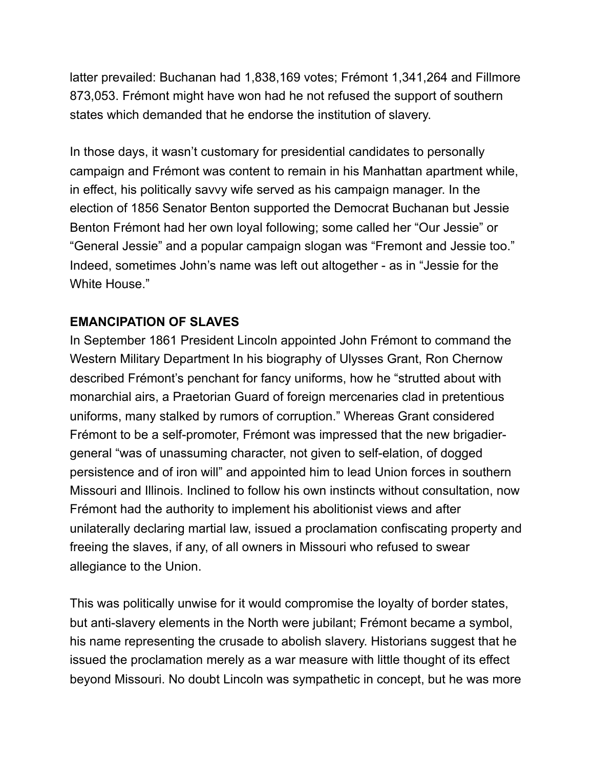latter prevailed: Buchanan had 1,838,169 votes; Frémont 1,341,264 and Fillmore 873,053. Frémont might have won had he not refused the support of southern states which demanded that he endorse the institution of slavery.

In those days, it wasn't customary for presidential candidates to personally campaign and Frémont was content to remain in his Manhattan apartment while, in effect, his politically savvy wife served as his campaign manager. In the election of 1856 Senator Benton supported the Democrat Buchanan but Jessie Benton Frémont had her own loyal following; some called her "Our Jessie" or "General Jessie" and a popular campaign slogan was "Fremont and Jessie too." Indeed, sometimes John's name was left out altogether - as in "Jessie for the White House."

**EMANCIPATION OF SLAVES**

In September 1861 President Lincoln appointed John Frémont to command the Western Military Department In his biography of Ulysses Grant, Ron Chernow described Frémont's penchant for fancy uniforms, how he "strutted about with monarchial airs, a Praetorian Guard of foreign mercenaries clad in pretentious uniforms, many stalked by rumors of corruption." Whereas Grant considered Frémont to be a self-promoter, Frémont was impressed that the new brigadier-general "was of unassuming character, not given to self-elation, of dogged persistence and of iron will" and appointed him to lead Union forces in southern Missouri and Illinois. Inclined to follow his own instincts without consultation, now Frémont had the authority to implement his abolitionist views and after unilaterally declaring martial law, issued a proclamation confiscating property and freeing the slaves, if any, of all owners in Missouri who refused to swear allegiance to the Union.

This was politically unwise for it would compromise the loyalty of border states, but anti-slavery elements in the North were jubilant; Frémont became a symbol, his name representing the crusade to abolish slavery. Historians suggest that he issued the proclamation merely as a war measure with little thought of its effect beyond Missouri. No doubt Lincoln was sympathetic in concept, but he was more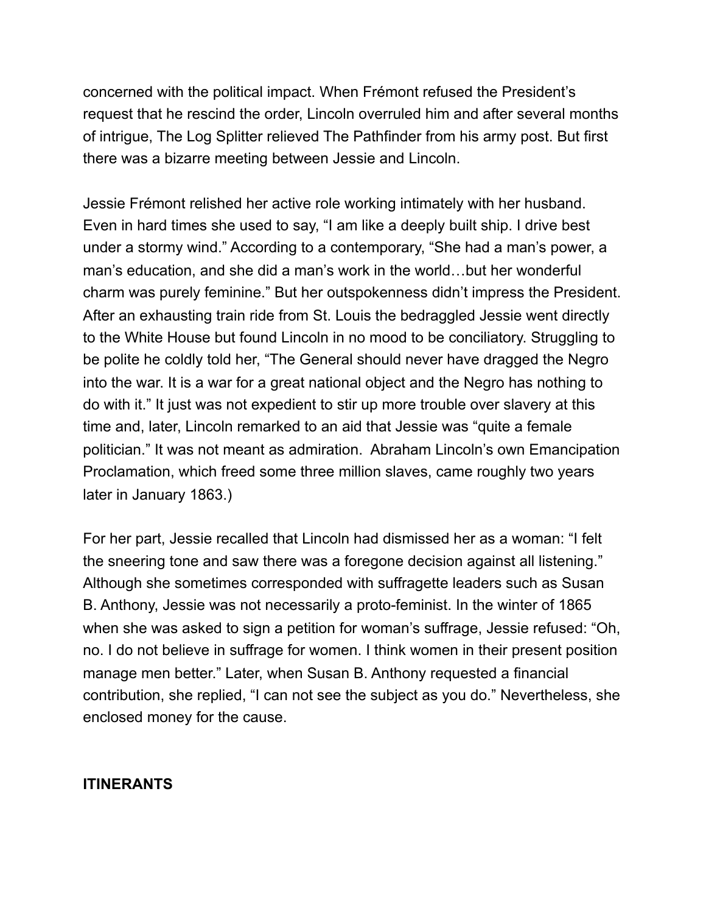concerned with the political impact. When Frémont refused the President's request that he rescind the order, Lincoln overruled him and after several months of intrigue, The Log Splitter relieved The Pathfinder from his army post. But first there was a bizarre meeting between Jessie and Lincoln.

Jessie Frémont relished her active role working intimately with her husband. Even in hard times she used to say, "I am like a deeply built ship. I drive best under a stormy wind." According to a contemporary, "She had a man's power, a man's education, and she did a man's work in the world…but her wonderful charm was purely feminine." But her outspokenness didn't impress the President. After an exhausting train ride from St. Louis the bedraggled Jessie went directly to the White House but found Lincoln in no mood to be conciliatory. Struggling to be polite he coldly told her, "The General should never have dragged the Negro into the war. It is a war for a great national object and the Negro has nothing to do with it." It just was not expedient to stir up more trouble over slavery at this time and, later, Lincoln remarked to an aid that Jessie was "quite a female politician." It was not meant as admiration. Abraham Lincoln's own Emancipation Proclamation, which freed some three million slaves, came roughly two years later in January 1863.)

For her part, Jessie recalled that Lincoln had dismissed her as a woman: "I felt the sneering tone and saw there was a foregone decision against all listening." Although she sometimes corresponded with suffragette leaders such as Susan B. Anthony, Jessie was not necessarily a proto-feminist. In the winter of 1865 when she was asked to sign a petition for woman's suffrage, Jessie refused: "Oh, no. I do not believe in suffrage for women. I think women in their present position manage men better." Later, when Susan B. Anthony requested a financial contribution, she replied, "I can not see the subject as you do." Nevertheless, she enclosed money for the cause.

## ITINERANTS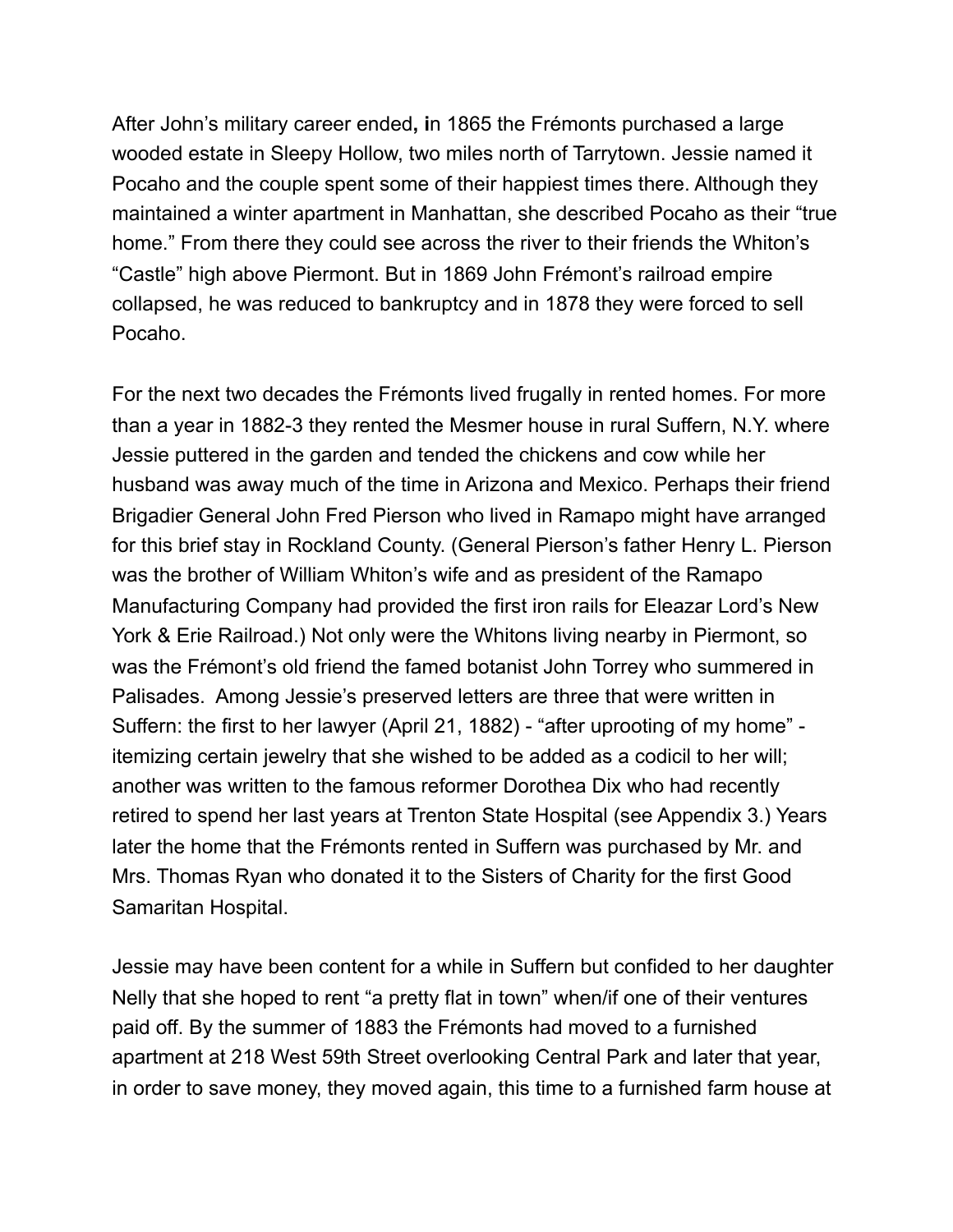After John's military career ended**, i**n 1865 the Frémonts purchased a large wooded estate in Sleepy Hollow, two miles north of Tarrytown. Jessie named it Pocaho and the couple spent some of their happiest times there. Although they maintained a winter apartment in Manhattan, she described Pocaho as their "true home." From there they could see across the river to their friends the Whiton's "Castle" high above Piermont. But in 1869 John Frémont's railroad empire collapsed, he was reduced to bankruptcy and in 1878 they were forced to sell Pocaho.

For the next two decades the Frémonts lived frugally in rented homes. For more than a year in 1882-3 they rented the Mesmer house in rural Suffern, N.Y. where Jessie puttered in the garden and tended the chickens and cow while her husband was away much of the time in Arizona and Mexico. Perhaps their friend Brigadier General John Fred Pierson who lived in Ramapo might have arranged for this brief stay in Rockland County. (General Pierson's father Henry L. Pierson was the brother of William Whiton's wife and as president of the Ramapo Manufacturing Company had provided the first iron rails for Eleazar Lord's New York & Erie Railroad.) Not only were the Whitons living nearby in Piermont, so was the Frémont's old friend the famed botanist John Torrey who summered in Palisades. Among Jessie's preserved letters are three that were written in Suffern: the first to her lawyer (April 21, 1882) - "after uprooting of my home" - itemizing certain jewelry that she wished to be added as a codicil to her will; another was written to the famous reformer Dorothea Dix who had recently retired to spend her last years at Trenton State Hospital (see Appendix 3.) Years later the home that the Frémonts rented in Suffern was purchased by Mr. and Mrs. Thomas Ryan who donated it to the Sisters of Charity for the first Good Samaritan Hospital.

Jessie may have been content for a while in Suffern but confided to her daughter Nelly that she hoped to rent "a pretty flat in town" when/if one of their ventures paid off. By the summer of 1883 the Frémonts had moved to a furnished apartment at 218 West 59th Street overlooking Central Park and later that year, in order to save money, they moved again, this time to a furnished farm house at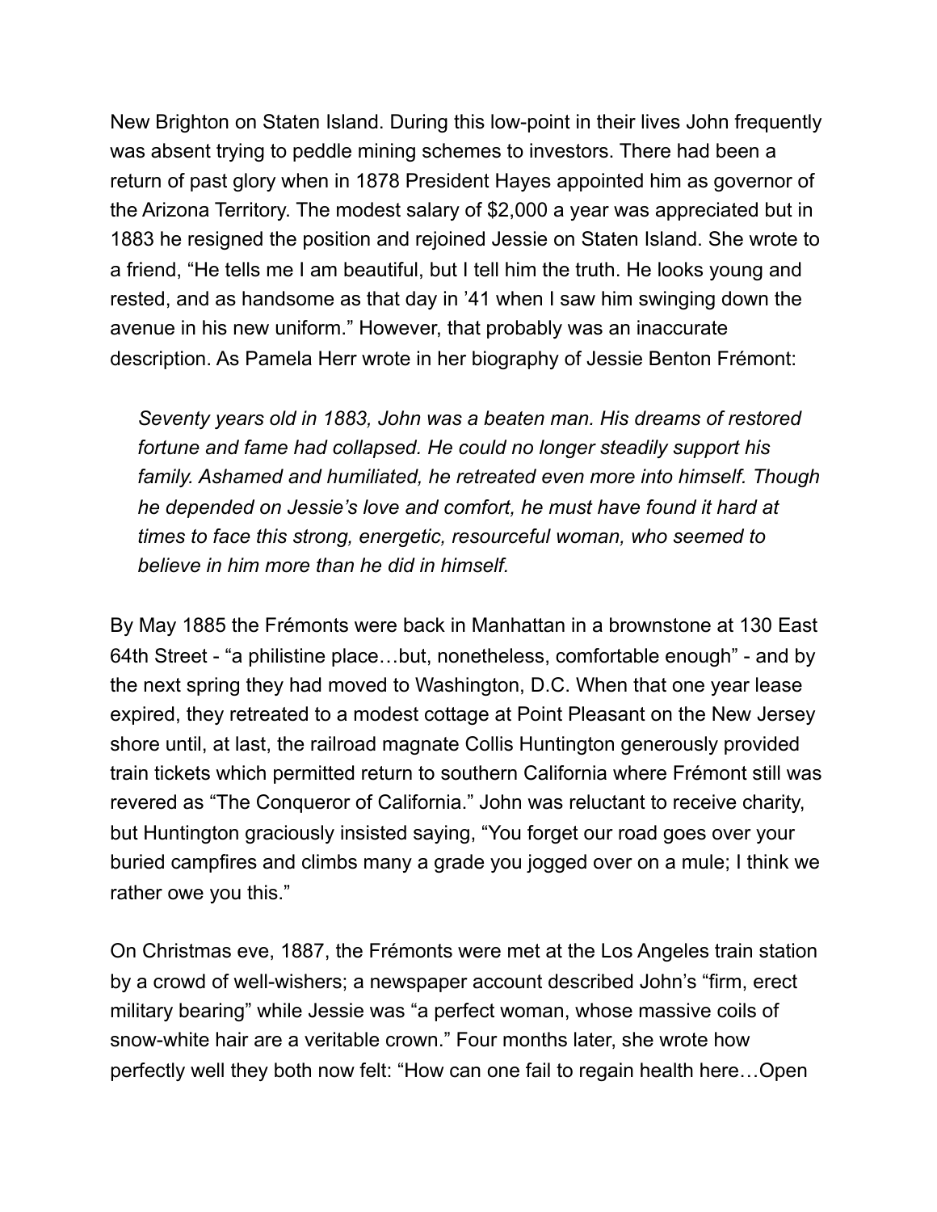New Brighton on Staten Island. During this low-point in their lives John frequently was absent trying to peddle mining schemes to investors. There had been a return of past glory when in 1878 President Hayes appointed him as governor of the Arizona Territory. The modest salary of $2,000 a year was appreciated but in 1883 he resigned the position and rejoined Jessie on Staten Island. She wrote to a friend, "He tells me I am beautiful, but I tell him the truth. He looks young and rested, and as handsome as that day in '41 when I saw him swinging down the avenue in his new uniform." However, that probably was an inaccurate description. As Pamela Herr wrote in her biography of Jessie Benton Frémont:

> *Seventy years old in 1883, John was a beaten man. His dreams of restored fortune and fame had collapsed. He could no longer steadily support his family. Ashamed and humiliated, he retreated even more into himself. Though he depended on Jessie's love and comfort, he must have found it hard at times to face this strong, energetic, resourceful woman, who seemed to believe in him more than he did in himself.*

By May 1885 the Frémonts were back in Manhattan in a brownstone at 130 East 64th Street - "a philistine place…but, nonetheless, comfortable enough" - and by the next spring they had moved to Washington, D.C. When that one year lease expired, they retreated to a modest cottage at Point Pleasant on the New Jersey shore until, at last, the railroad magnate Collis Huntington generously provided train tickets which permitted return to southern California where Frémont still was revered as "The Conqueror of California." John was reluctant to receive charity, but Huntington graciously insisted saying, "You forget our road goes over your buried campfires and climbs many a grade you jogged over on a mule; I think we rather owe you this."

On Christmas eve, 1887, the Frémonts were met at the Los Angeles train station by a crowd of well-wishers; a newspaper account described John's "firm, erect military bearing" while Jessie was "a perfect woman, whose massive coils of snow-white hair are a veritable crown." Four months later, she wrote how perfectly well they both now felt: "How can one fail to regain health here…Open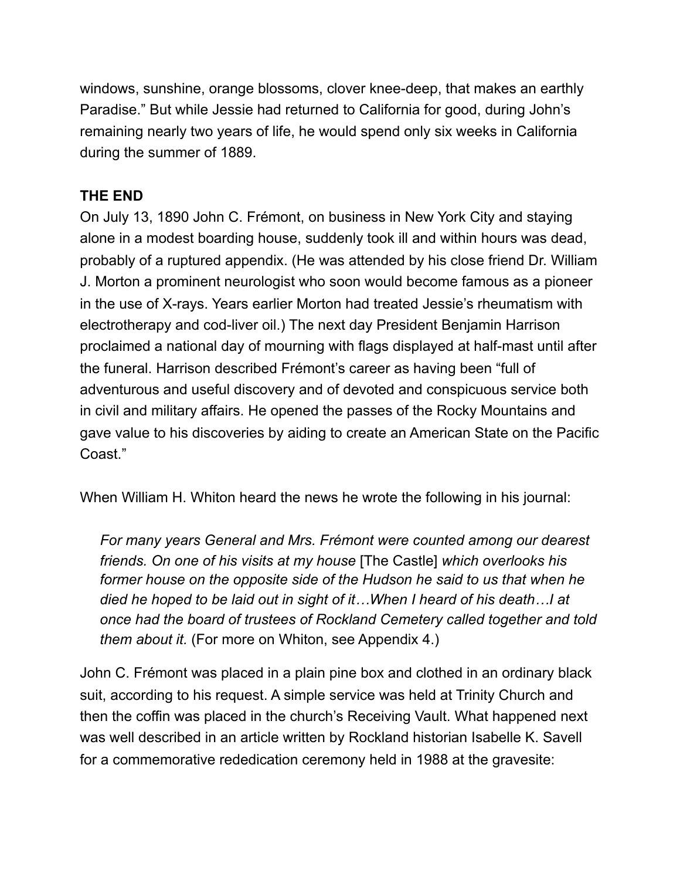windows, sunshine, orange blossoms, clover knee-deep, that makes an earthly Paradise." But while Jessie had returned to California for good, during John's remaining nearly two years of life, he would spend only six weeks in California during the summer of 1889.

**THE END**

On July 13, 1890 John C. Frémont, on business in New York City and staying alone in a modest boarding house, suddenly took ill and within hours was dead, probably of a ruptured appendix. (He was attended by his close friend Dr. William J. Morton a prominent neurologist who soon would become famous as a pioneer in the use of X-rays. Years earlier Morton had treated Jessie's rheumatism with electrotherapy and cod-liver oil.) The next day President Benjamin Harrison proclaimed a national day of mourning with flags displayed at half-mast until after the funeral. Harrison described Frémont's career as having been "full of adventurous and useful discovery and of devoted and conspicuous service both in civil and military affairs. He opened the passes of the Rocky Mountains and gave value to his discoveries by aiding to create an American State on the Pacific Coast."

When William H. Whiton heard the news he wrote the following in his journal:

> *For many years General and Mrs. Frémont were counted among our dearest friends. On one of his visits at my house* [The Castle] *which overlooks his former house on the opposite side of the Hudson he said to us that when he died he hoped to be laid out in sight of it…When I heard of his death…I at once had the board of trustees of Rockland Cemetery called together and told them about it.* (For more on Whiton, see Appendix 4.)

John C. Frémont was placed in a plain pine box and clothed in an ordinary black suit, according to his request. A simple service was held at Trinity Church and then the coffin was placed in the church's Receiving Vault. What happened next was well described in an article written by Rockland historian Isabelle K. Savell for a commemorative rededication ceremony held in 1988 at the gravesite: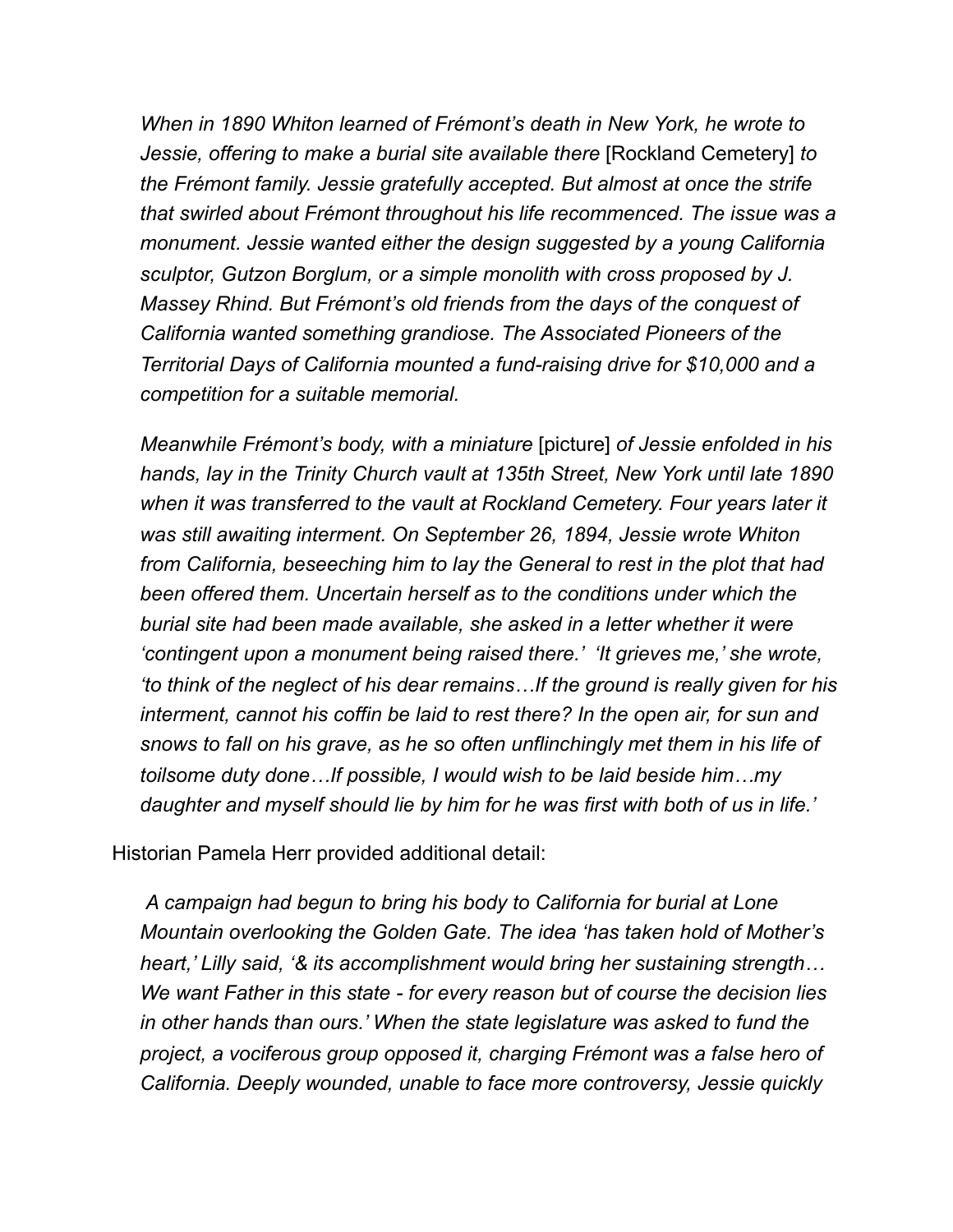*When in 1890 Whiton learned of Frémont's death in New York, he wrote to Jessie, offering to make a burial site available there* [Rockland Cemetery] *to the Frémont family. Jessie gratefully accepted. But almost at once the strife that swirled about Frémont throughout his life recommenced. The issue was a monument. Jessie wanted either the design suggested by a young California sculptor, Gutzon Borglum, or a simple monolith with cross proposed by J. Massey Rhind. But Frémont's old friends from the days of the conquest of California wanted something grandiose. The Associated Pioneers of the Territorial Days of California mounted a fund-raising drive for $10,000 and a competition for a suitable memorial.*

*Meanwhile Frémont's body, with a miniature* [picture] *of Jessie enfolded in his hands, lay in the Trinity Church vault at 135th Street, New York until late 1890 when it was transferred to the vault at Rockland Cemetery. Four years later it was still awaiting interment. On September 26, 1894, Jessie wrote Whiton from California, beseeching him to lay the General to rest in the plot that had been offered them. Uncertain herself as to the conditions under which the burial site had been made available, she asked in a letter whether it were 'contingent upon a monument being raised there.' 'It grieves me,' she wrote, 'to think of the neglect of his dear remains…If the ground is really given for his interment, cannot his coffin be laid to rest there? In the open air, for sun and snows to fall on his grave, as he so often unflinchingly met them in his life of toilsome duty done…If possible, I would wish to be laid beside him…my daughter and myself should lie by him for he was first with both of us in life.'*

Historian Pamela Herr provided additional detail:

*A campaign had begun to bring his body to California for burial at Lone Mountain overlooking the Golden Gate. The idea 'has taken hold of Mother's heart,' Lilly said, '& its accomplishment would bring her sustaining strength… We want Father in this state - for every reason but of course the decision lies in other hands than ours.' When the state legislature was asked to fund the project, a vociferous group opposed it, charging Frémont was a false hero of California. Deeply wounded, unable to face more controversy, Jessie quickly*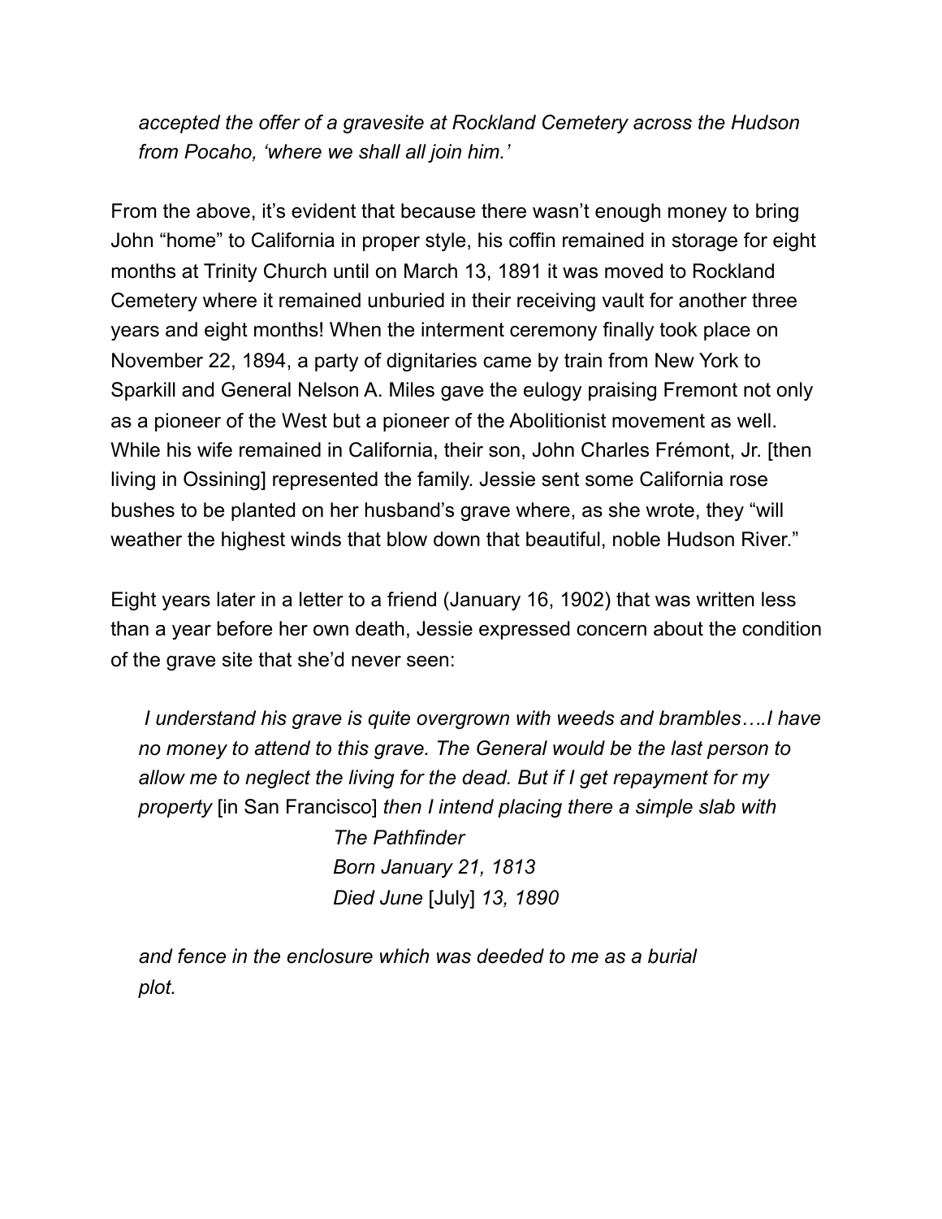> *accepted the offer of a gravesite at Rockland Cemetery across the Hudson from Pocaho, 'where we shall all join him.'*

From the above, it's evident that because there wasn't enough money to bring John "home" to California in proper style, his coffin remained in storage for eight months at Trinity Church until on March 13, 1891 it was moved to Rockland Cemetery where it remained unburied in their receiving vault for another three years and eight months! When the interment ceremony finally took place on November 22, 1894, a party of dignitaries came by train from New York to Sparkill and General Nelson A. Miles gave the eulogy praising Fremont not only as a pioneer of the West but a pioneer of the Abolitionist movement as well. While his wife remained in California, their son, John Charles Frémont, Jr. [then living in Ossining] represented the family. Jessie sent some California rose bushes to be planted on her husband's grave where, as she wrote, they "will weather the highest winds that blow down that beautiful, noble Hudson River."

Eight years later in a letter to a friend (January 16, 1902) that was written less than a year before her own death, Jessie expressed concern about the condition of the grave site that she'd never seen:

> *I understand his grave is quite overgrown with weeds and brambles….I have no money to attend to this grave. The General would be the last person to allow me to neglect the living for the dead. But if I get repayment for my property* [in San Francisco] *then I intend placing there a simple slab with*
>
> *The Pathfinder*
> *Born January 21, 1813*
> *Died June* [July] *13, 1890*
>
> *and fence in the enclosure which was deeded to me as a burial plot.*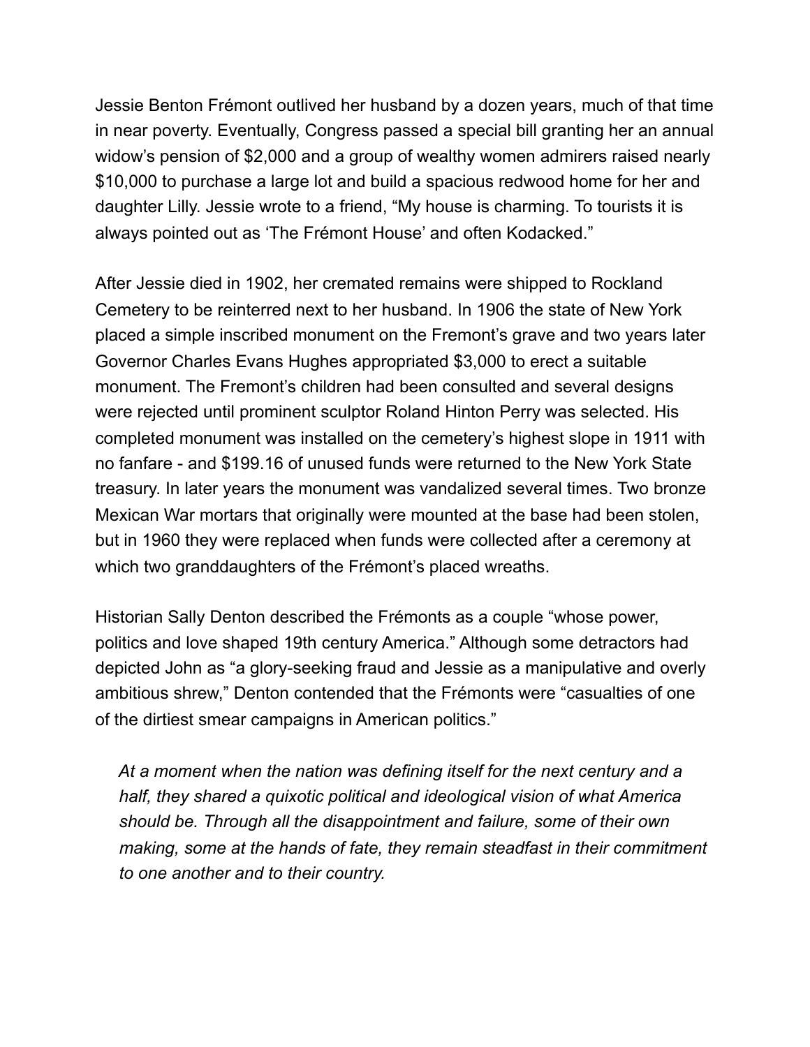Jessie Benton Frémont outlived her husband by a dozen years, much of that time in near poverty. Eventually, Congress passed a special bill granting her an annual widow's pension of $2,000 and a group of wealthy women admirers raised nearly $10,000 to purchase a large lot and build a spacious redwood home for her and daughter Lilly. Jessie wrote to a friend, "My house is charming. To tourists it is always pointed out as 'The Frémont House' and often Kodacked."

After Jessie died in 1902, her cremated remains were shipped to Rockland Cemetery to be reinterred next to her husband. In 1906 the state of New York placed a simple inscribed monument on the Fremont's grave and two years later Governor Charles Evans Hughes appropriated $3,000 to erect a suitable monument. The Fremont's children had been consulted and several designs were rejected until prominent sculptor Roland Hinton Perry was selected. His completed monument was installed on the cemetery's highest slope in 1911 with no fanfare - and $199.16 of unused funds were returned to the New York State treasury. In later years the monument was vandalized several times. Two bronze Mexican War mortars that originally were mounted at the base had been stolen, but in 1960 they were replaced when funds were collected after a ceremony at which two granddaughters of the Frémont's placed wreaths.

Historian Sally Denton described the Frémonts as a couple "whose power, politics and love shaped 19th century America." Although some detractors had depicted John as "a glory-seeking fraud and Jessie as a manipulative and overly ambitious shrew," Denton contended that the Frémonts were "casualties of one of the dirtiest smear campaigns in American politics."

> *At a moment when the nation was defining itself for the next century and a half, they shared a quixotic political and ideological vision of what America should be. Through all the disappointment and failure, some of their own making, some at the hands of fate, they remain steadfast in their commitment to one another and to their country.*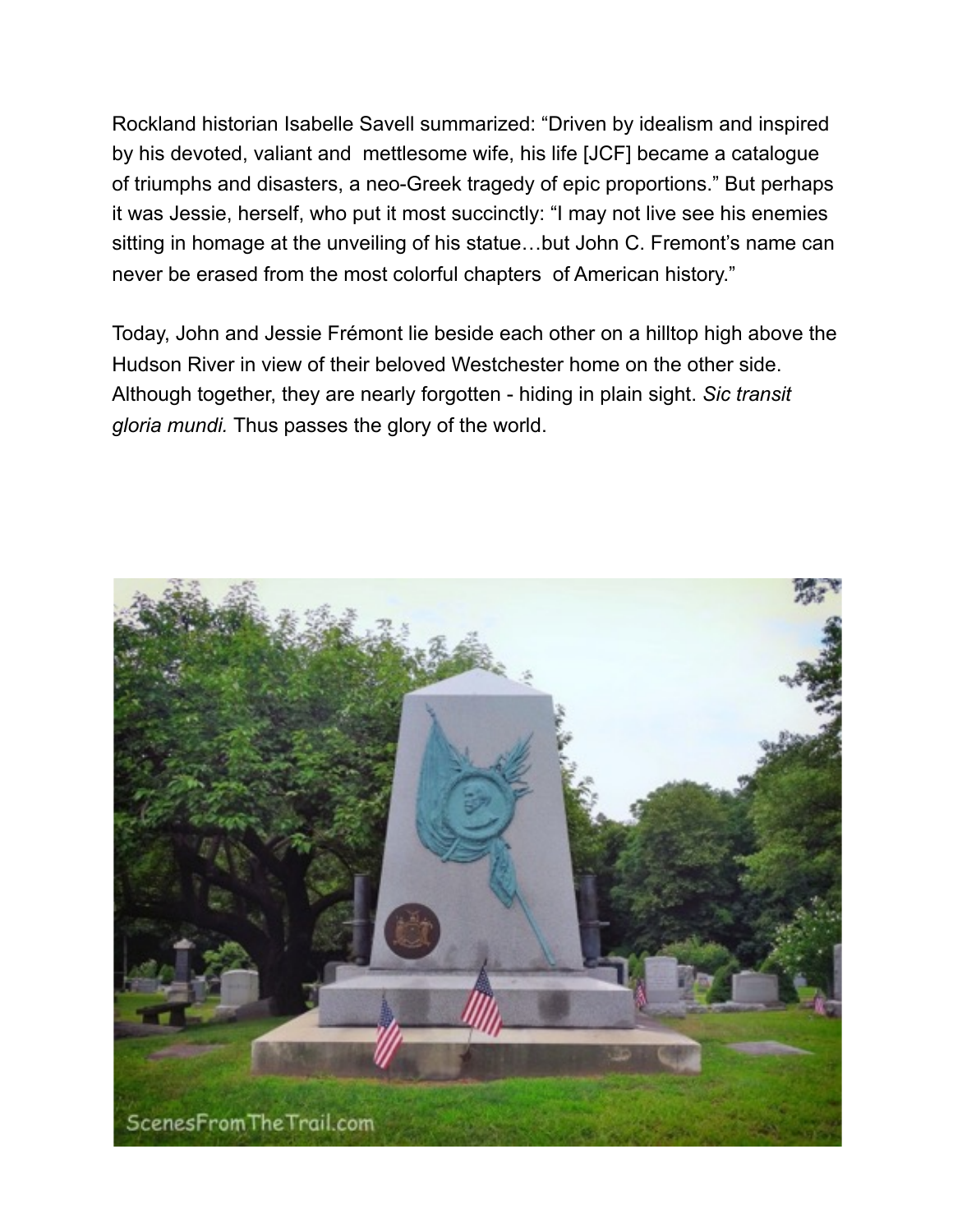Rockland historian Isabelle Savell summarized: “Driven by idealism and inspired by his devoted, valiant and mettlesome wife, his life [JCF] became a catalogue of triumphs and disasters, a neo-Greek tragedy of epic proportions.” But perhaps it was Jessie, herself, who put it most succinctly: “I may not live see his enemies sitting in homage at the unveiling of his statue…but John C. Fremont’s name can never be erased from the most colorful chapters of American history.”

Today, John and Jessie Frémont lie beside each other on a hilltop high above the Hudson River in view of their beloved Westchester home on the other side. Although together, they are nearly forgotten - hiding in plain sight. *Sic transit gloria mundi.* Thus passes the glory of the world.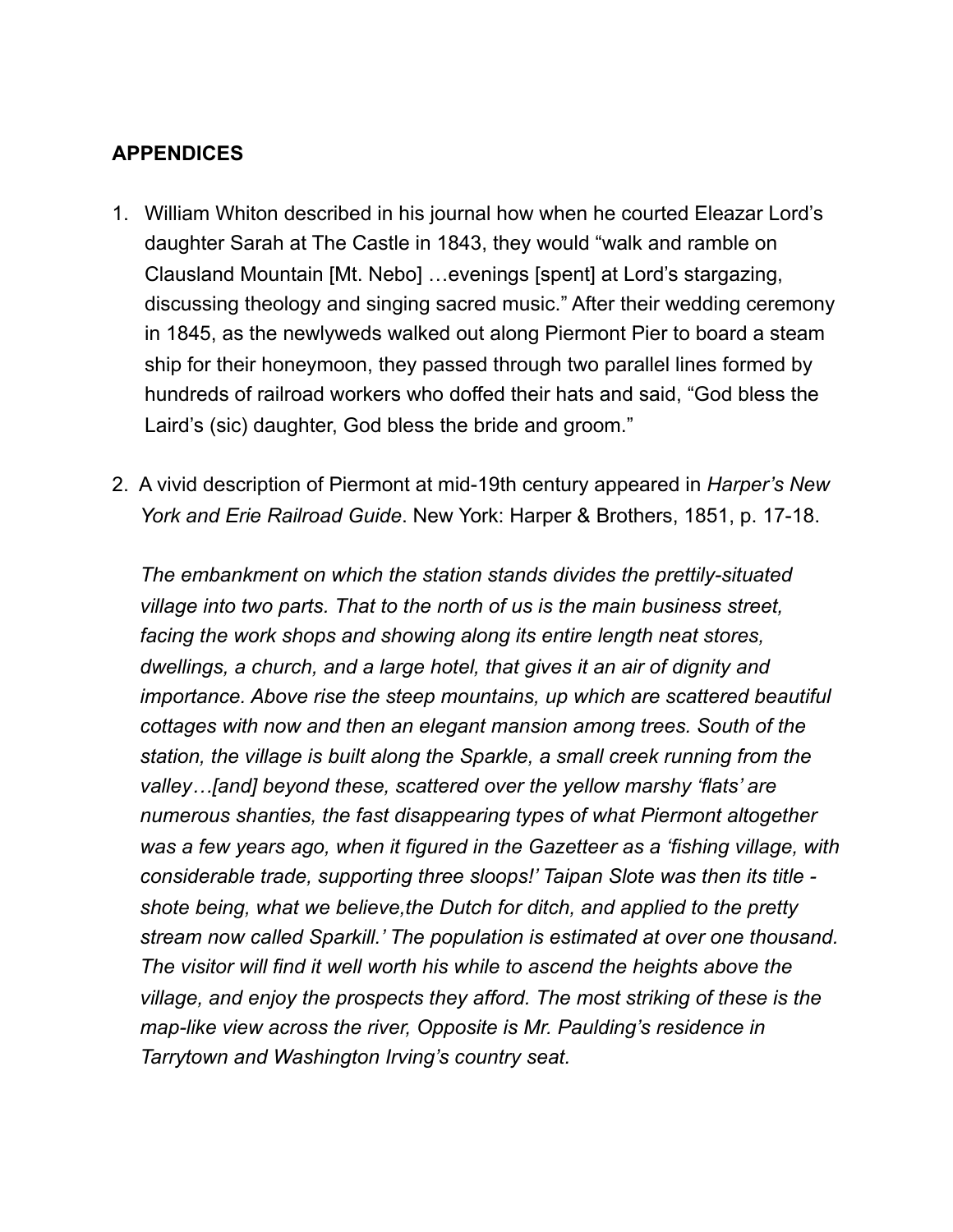## APPENDICES

1. William Whiton described in his journal how when he courted Eleazar Lord's daughter Sarah at The Castle in 1843, they would "walk and ramble on Clausland Mountain [Mt. Nebo] …evenings [spent] at Lord's stargazing, discussing theology and singing sacred music." After their wedding ceremony in 1845, as the newlyweds walked out along Piermont Pier to board a steam ship for their honeymoon, they passed through two parallel lines formed by hundreds of railroad workers who doffed their hats and said, "God bless the Laird's (sic) daughter, God bless the bride and groom."

2. A vivid description of Piermont at mid-19th century appeared in *Harper's New York and Erie Railroad Guide*. New York: Harper & Brothers, 1851, p. 17-18.

   *The embankment on which the station stands divides the prettily-situated village into two parts. That to the north of us is the main business street, facing the work shops and showing along its entire length neat stores, dwellings, a church, and a large hotel, that gives it an air of dignity and importance. Above rise the steep mountains, up which are scattered beautiful cottages with now and then an elegant mansion among trees. South of the station, the village is built along the Sparkle, a small creek running from the valley…[and] beyond these, scattered over the yellow marshy 'flats' are numerous shanties, the fast disappearing types of what Piermont altogether was a few years ago, when it figured in the Gazetteer as a 'fishing village, with considerable trade, supporting three sloops!' Taipan Slote was then its title - shote being, what we believe,the Dutch for ditch, and applied to the pretty stream now called Sparkill.' The population is estimated at over one thousand. The visitor will find it well worth his while to ascend the heights above the village, and enjoy the prospects they afford. The most striking of these is the map-like view across the river, Opposite is Mr. Paulding's residence in Tarrytown and Washington Irving's country seat.*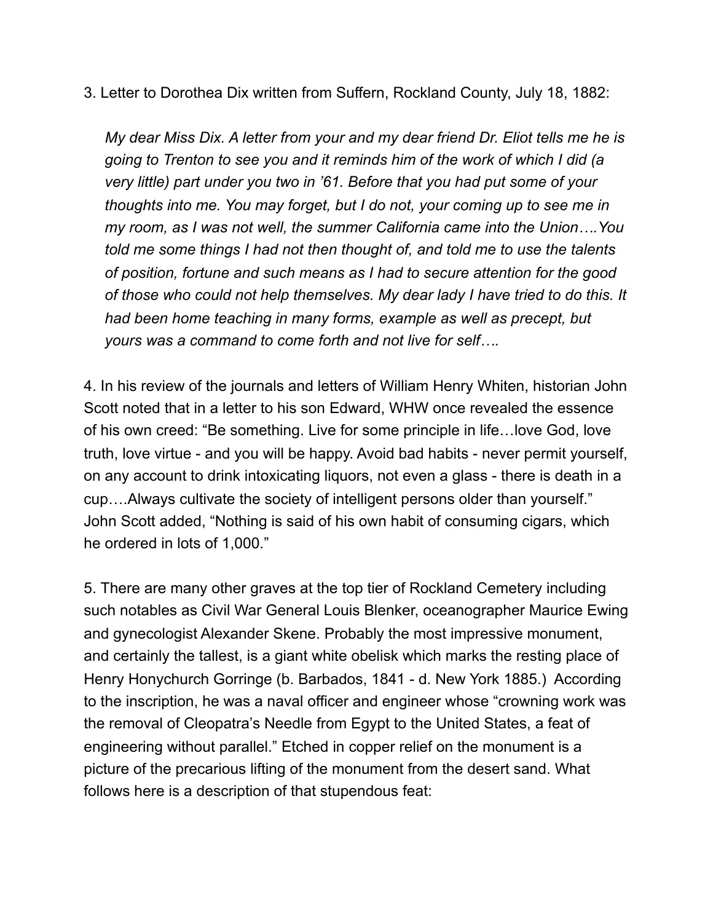3. Letter to Dorothea Dix written from Suffern, Rockland County, July 18, 1882:

> *My dear Miss Dix. A letter from your and my dear friend Dr. Eliot tells me he is going to Trenton to see you and it reminds him of the work of which I did (a very little) part under you two in '61. Before that you had put some of your thoughts into me. You may forget, but I do not, your coming up to see me in my room, as I was not well, the summer California came into the Union….You told me some things I had not then thought of, and told me to use the talents of position, fortune and such means as I had to secure attention for the good of those who could not help themselves. My dear lady I have tried to do this. It had been home teaching in many forms, example as well as precept, but yours was a command to come forth and not live for self….*

4. In his review of the journals and letters of William Henry Whiten, historian John Scott noted that in a letter to his son Edward, WHW once revealed the essence of his own creed: "Be something. Live for some principle in life…love God, love truth, love virtue - and you will be happy. Avoid bad habits - never permit yourself, on any account to drink intoxicating liquors, not even a glass - there is death in a cup….Always cultivate the society of intelligent persons older than yourself." John Scott added, "Nothing is said of his own habit of consuming cigars, which he ordered in lots of 1,000."

5. There are many other graves at the top tier of Rockland Cemetery including such notables as Civil War General Louis Blenker, oceanographer Maurice Ewing and gynecologist Alexander Skene. Probably the most impressive monument, and certainly the tallest, is a giant white obelisk which marks the resting place of Henry Honychurch Gorringe (b. Barbados, 1841 - d. New York 1885.) According to the inscription, he was a naval officer and engineer whose "crowning work was the removal of Cleopatra's Needle from Egypt to the United States, a feat of engineering without parallel." Etched in copper relief on the monument is a picture of the precarious lifting of the monument from the desert sand. What follows here is a description of that stupendous feat: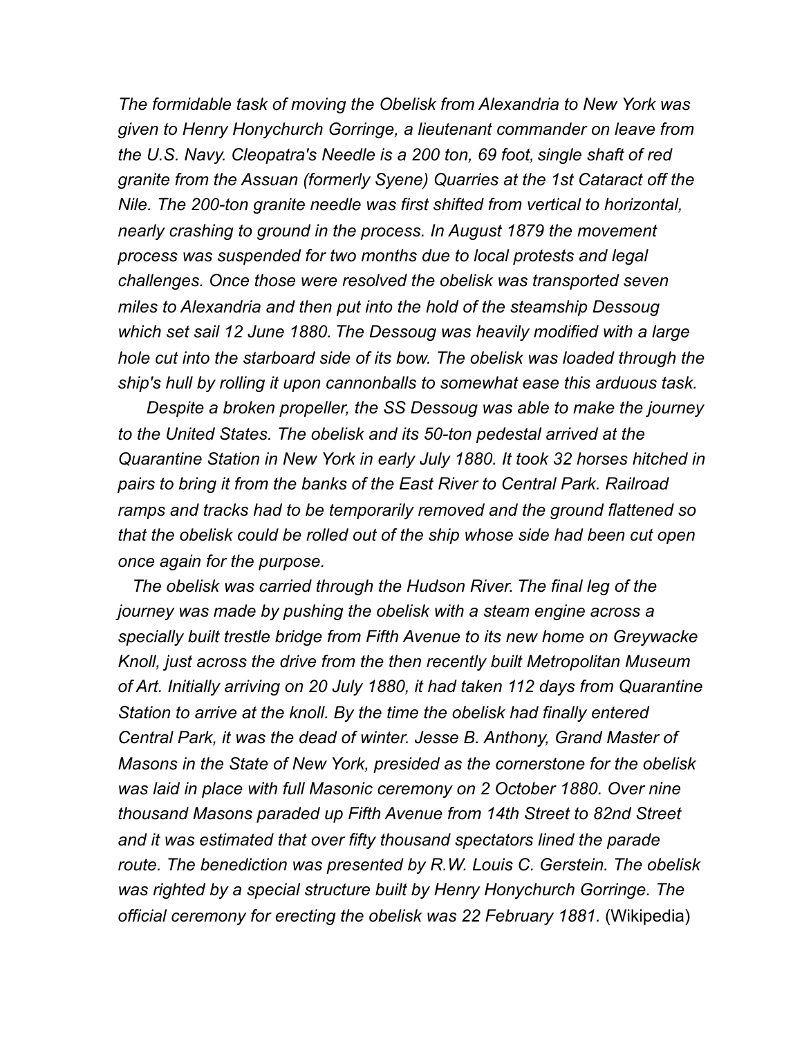*The formidable task of moving the Obelisk from Alexandria to New York was given to Henry Honychurch Gorringe, a lieutenant commander on leave from the U.S. Navy. Cleopatra's Needle is a 200 ton, 69 foot, single shaft of red granite from the Assuan (formerly Syene) Quarries at the 1st Cataract off the Nile. The 200-ton granite needle was first shifted from vertical to horizontal, nearly crashing to ground in the process. In August 1879 the movement process was suspended for two months due to local protests and legal challenges. Once those were resolved the obelisk was transported seven miles to Alexandria and then put into the hold of the steamship Dessoug which set sail 12 June 1880. The Dessoug was heavily modified with a large hole cut into the starboard side of its bow. The obelisk was loaded through the ship's hull by rolling it upon cannonballs to somewhat ease this arduous task.*

*Despite a broken propeller, the SS Dessoug was able to make the journey to the United States. The obelisk and its 50-ton pedestal arrived at the Quarantine Station in New York in early July 1880. It took 32 horses hitched in pairs to bring it from the banks of the East River to Central Park. Railroad ramps and tracks had to be temporarily removed and the ground flattened so that the obelisk could be rolled out of the ship whose side had been cut open once again for the purpose.*

*The obelisk was carried through the Hudson River. The final leg of the journey was made by pushing the obelisk with a steam engine across a specially built trestle bridge from Fifth Avenue to its new home on Greywacke Knoll, just across the drive from the then recently built Metropolitan Museum of Art. Initially arriving on 20 July 1880, it had taken 112 days from Quarantine Station to arrive at the knoll. By the time the obelisk had finally entered Central Park, it was the dead of winter. Jesse B. Anthony, Grand Master of Masons in the State of New York, presided as the cornerstone for the obelisk was laid in place with full Masonic ceremony on 2 October 1880. Over nine thousand Masons paraded up Fifth Avenue from 14th Street to 82nd Street and it was estimated that over fifty thousand spectators lined the parade route. The benediction was presented by R.W. Louis C. Gerstein. The obelisk was righted by a special structure built by Henry Honychurch Gorringe. The official ceremony for erecting the obelisk was 22 February 1881.* (Wikipedia)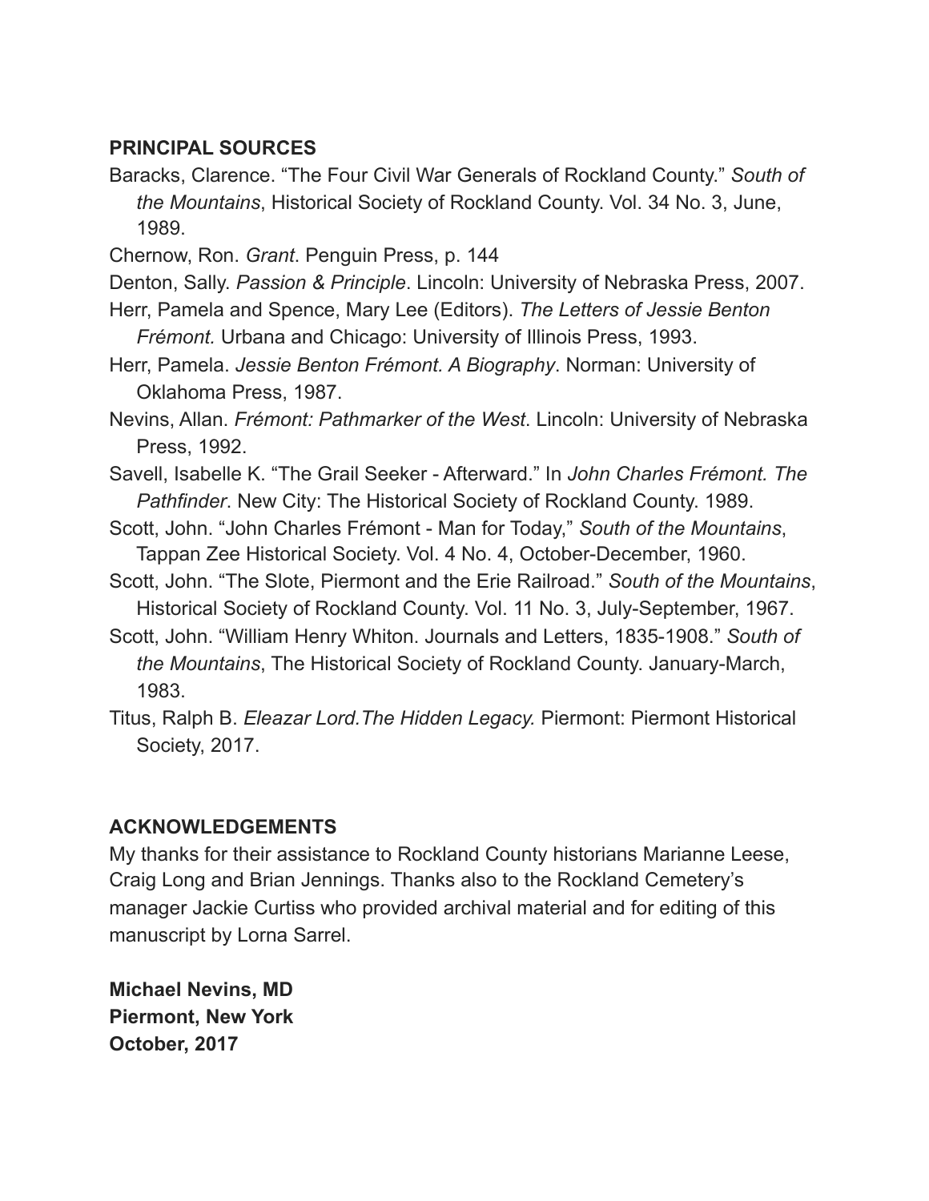## PRINCIPAL SOURCES

Baracks, Clarence. "The Four Civil War Generals of Rockland County." *South of the Mountains*, Historical Society of Rockland County. Vol. 34 No. 3, June, 1989.

Chernow, Ron. *Grant*. Penguin Press, p. 144

Denton, Sally. *Passion & Principle*. Lincoln: University of Nebraska Press, 2007.

Herr, Pamela and Spence, Mary Lee (Editors). *The Letters of Jessie Benton Frémont.* Urbana and Chicago: University of Illinois Press, 1993.

Herr, Pamela. *Jessie Benton Frémont. A Biography*. Norman: University of Oklahoma Press, 1987.

Nevins, Allan. *Frémont: Pathmarker of the West*. Lincoln: University of Nebraska Press, 1992.

Savell, Isabelle K. "The Grail Seeker - Afterward." In *John Charles Frémont. The Pathfinder*. New City: The Historical Society of Rockland County. 1989.

Scott, John. "John Charles Frémont - Man for Today," *South of the Mountains*, Tappan Zee Historical Society. Vol. 4 No. 4, October-December, 1960.

Scott, John. "The Slote, Piermont and the Erie Railroad." *South of the Mountains*, Historical Society of Rockland County. Vol. 11 No. 3, July-September, 1967.

Scott, John. "William Henry Whiton. Journals and Letters, 1835-1908." *South of the Mountains*, The Historical Society of Rockland County. January-March, 1983.

Titus, Ralph B. *Eleazar Lord.The Hidden Legacy.* Piermont: Piermont Historical Society, 2017.

## ACKNOWLEDGEMENTS

My thanks for their assistance to Rockland County historians Marianne Leese, Craig Long and Brian Jennings. Thanks also to the Rockland Cemetery's manager Jackie Curtiss who provided archival material and for editing of this manuscript by Lorna Sarrel.

**Michael Nevins, MD**
**Piermont, New York**
**October, 2017**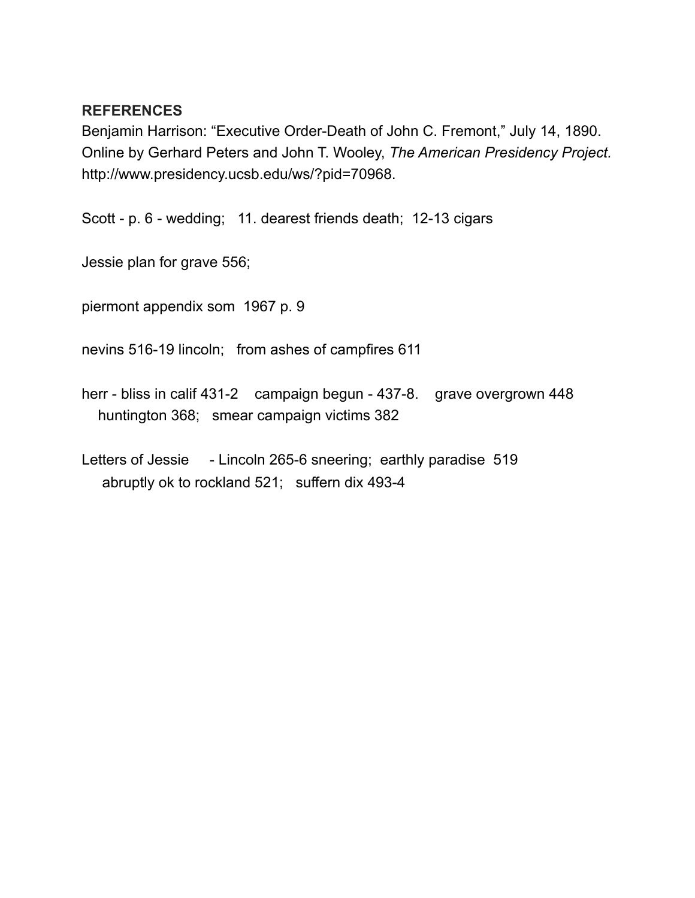**REFERENCES**

Benjamin Harrison: “Executive Order-Death of John C. Fremont,” July 14, 1890. Online by Gerhard Peters and John T. Wooley, *The American Presidency Project.* http://www.presidency.ucsb.edu/ws/?pid=70968.

Scott - p. 6 - wedding;  11. dearest friends death;  12-13 cigars

Jessie plan for grave 556;

piermont appendix som  1967 p. 9

nevins 516-19 lincoln;  from ashes of campfires 611

herr - bliss in calif 431-2   campaign begun - 437-8.   grave overgrown 448
  huntington 368;  smear campaign victims 382

Letters of Jessie   - Lincoln 265-6 sneering;  earthly paradise 519
  abruptly ok to rockland 521;  suffern dix 493-4